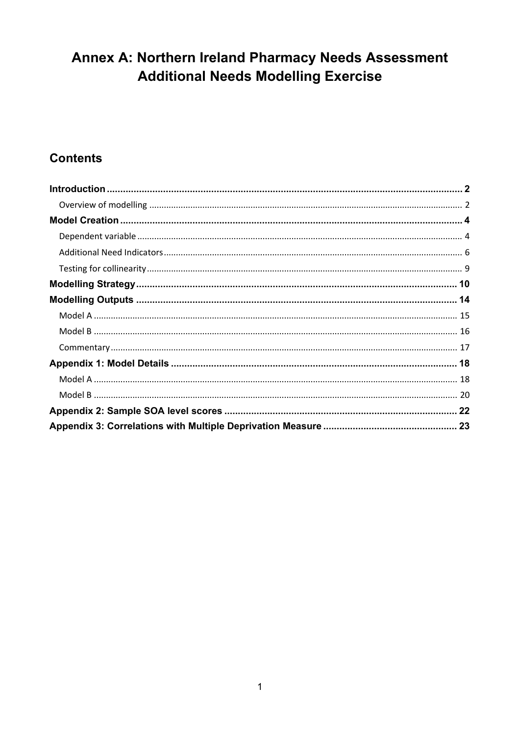# Annex A: Northern Ireland Pharmacy Needs Assessment Additional Needs Modelling Exercise

## Contents

- **Introduction** ..... 2
  - Overview of modelling ..... 2
- **Model Creation** ..... 4
  - Dependent variable ..... 4
  - Additional Need Indicators ..... 6
  - Testing for collinearity ..... 9
- **Modelling Strategy** ..... 10
- **Modelling Outputs** ..... 14
  - Model A ..... 15
  - Model B ..... 16
  - Commentary ..... 17
- **Appendix 1: Model Details** ..... 18
  - Model A ..... 18
  - Model B ..... 20
- **Appendix 2: Sample SOA level scores** ..... 22
- **Appendix 3: Correlations with Multiple Deprivation Measure** ..... 23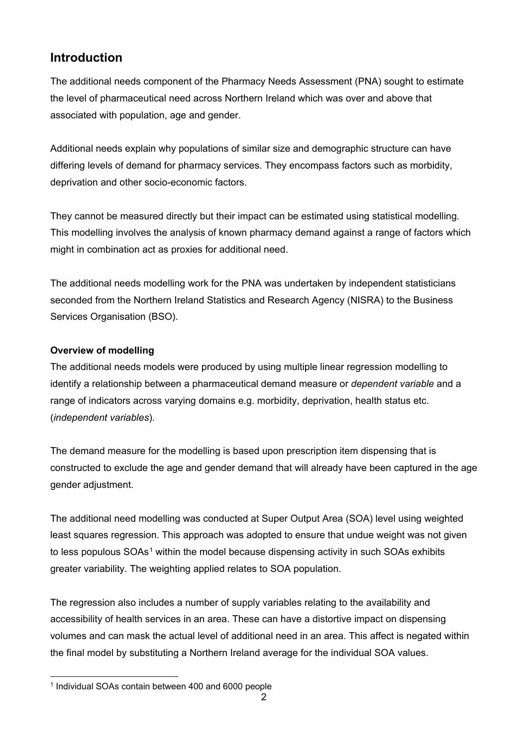## Introduction

The additional needs component of the Pharmacy Needs Assessment (PNA) sought to estimate the level of pharmaceutical need across Northern Ireland which was over and above that associated with population, age and gender.

Additional needs explain why populations of similar size and demographic structure can have differing levels of demand for pharmacy services. They encompass factors such as morbidity, deprivation and other socio-economic factors.

They cannot be measured directly but their impact can be estimated using statistical modelling. This modelling involves the analysis of known pharmacy demand against a range of factors which might in combination act as proxies for additional need.

The additional needs modelling work for the PNA was undertaken by independent statisticians seconded from the Northern Ireland Statistics and Research Agency (NISRA) to the Business Services Organisation (BSO).

**Overview of modelling**

The additional needs models were produced by using multiple linear regression modelling to identify a relationship between a pharmaceutical demand measure or *dependent variable* and a range of indicators across varying domains e.g. morbidity, deprivation, health status etc. (*independent variables*).

The demand measure for the modelling is based upon prescription item dispensing that is constructed to exclude the age and gender demand that will already have been captured in the age gender adjustment.

The additional need modelling was conducted at Super Output Area (SOA) level using weighted least squares regression. This approach was adopted to ensure that undue weight was not given to less populous SOAs[1] within the model because dispensing activity in such SOAs exhibits greater variability. The weighting applied relates to SOA population.

The regression also includes a number of supply variables relating to the availability and accessibility of health services in an area. These can have a distortive impact on dispensing volumes and can mask the actual level of additional need in an area. This affect is negated within the final model by substituting a Northern Ireland average for the individual SOA values.

[1] Individual SOAs contain between 400 and 6000 people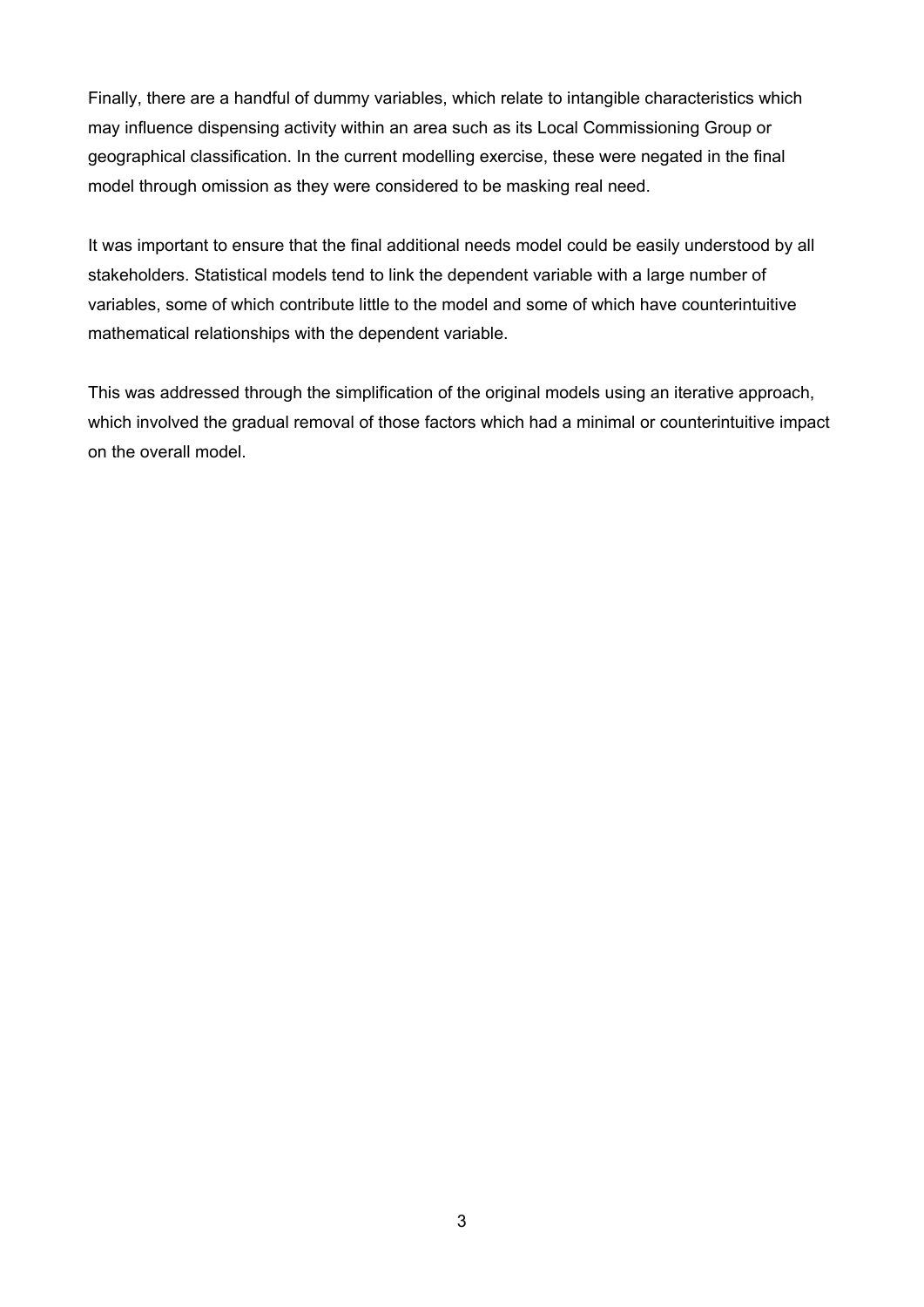Finally, there are a handful of dummy variables, which relate to intangible characteristics which may influence dispensing activity within an area such as its Local Commissioning Group or geographical classification. In the current modelling exercise, these were negated in the final model through omission as they were considered to be masking real need.

It was important to ensure that the final additional needs model could be easily understood by all stakeholders. Statistical models tend to link the dependent variable with a large number of variables, some of which contribute little to the model and some of which have counterintuitive mathematical relationships with the dependent variable.

This was addressed through the simplification of the original models using an iterative approach, which involved the gradual removal of those factors which had a minimal or counterintuitive impact on the overall model.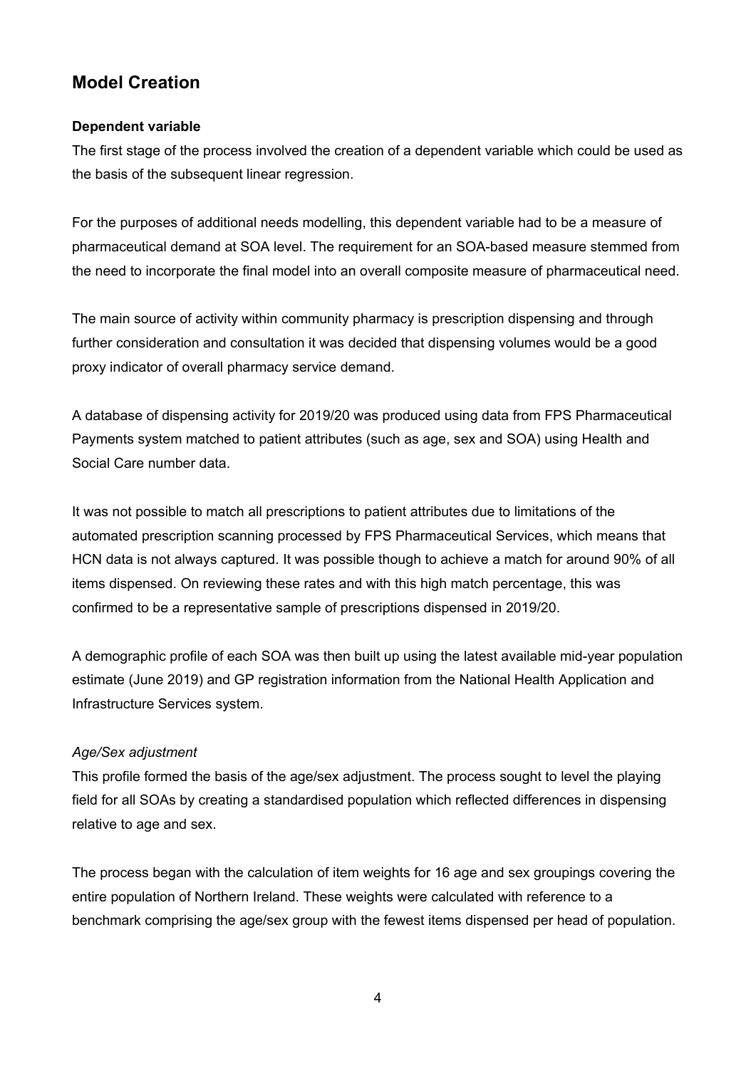## Model Creation

**Dependent variable**

The first stage of the process involved the creation of a dependent variable which could be used as the basis of the subsequent linear regression.

For the purposes of additional needs modelling, this dependent variable had to be a measure of pharmaceutical demand at SOA level. The requirement for an SOA-based measure stemmed from the need to incorporate the final model into an overall composite measure of pharmaceutical need.

The main source of activity within community pharmacy is prescription dispensing and through further consideration and consultation it was decided that dispensing volumes would be a good proxy indicator of overall pharmacy service demand.

A database of dispensing activity for 2019/20 was produced using data from FPS Pharmaceutical Payments system matched to patient attributes (such as age, sex and SOA) using Health and Social Care number data.

It was not possible to match all prescriptions to patient attributes due to limitations of the automated prescription scanning processed by FPS Pharmaceutical Services, which means that HCN data is not always captured. It was possible though to achieve a match for around 90% of all items dispensed. On reviewing these rates and with this high match percentage, this was confirmed to be a representative sample of prescriptions dispensed in 2019/20.

A demographic profile of each SOA was then built up using the latest available mid-year population estimate (June 2019) and GP registration information from the National Health Application and Infrastructure Services system.

*Age/Sex adjustment*

This profile formed the basis of the age/sex adjustment. The process sought to level the playing field for all SOAs by creating a standardised population which reflected differences in dispensing relative to age and sex.

The process began with the calculation of item weights for 16 age and sex groupings covering the entire population of Northern Ireland. These weights were calculated with reference to a benchmark comprising the age/sex group with the fewest items dispensed per head of population.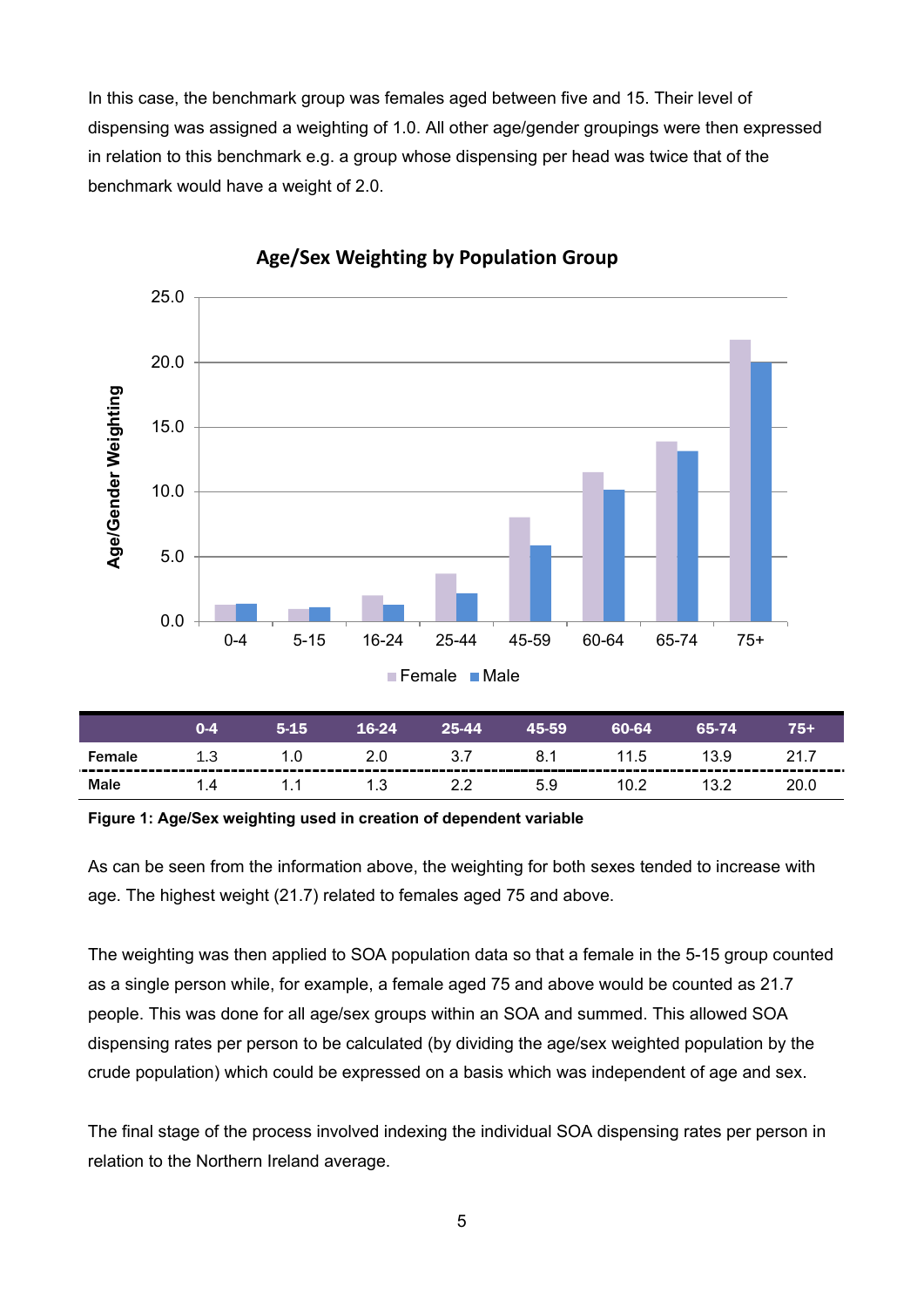In this case, the benchmark group was females aged between five and 15. Their level of dispensing was assigned a weighting of 1.0. All other age/gender groupings were then expressed in relation to this benchmark e.g. a group whose dispensing per head was twice that of the benchmark would have a weight of 2.0.

**Age/Sex Weighting by Population Group**

| | 0-4 | 5-15 | 16-24 | 25-44 | 45-59 | 60-64 | 65-74 | 75+ |
|---|---|---|---|---|---|---|---|---|
| **Female** | 1.3 | 1.0 | 2.0 | 3.7 | 8.1 | 11.5 | 13.9 | 21.7 |
| **Male** | 1.4 | 1.1 | 1.3 | 2.2 | 5.9 | 10.2 | 13.2 | 20.0 |

**Figure 1: Age/Sex weighting used in creation of dependent variable**

As can be seen from the information above, the weighting for both sexes tended to increase with age. The highest weight (21.7) related to females aged 75 and above.

The weighting was then applied to SOA population data so that a female in the 5-15 group counted as a single person while, for example, a female aged 75 and above would be counted as 21.7 people. This was done for all age/sex groups within an SOA and summed. This allowed SOA dispensing rates per person to be calculated (by dividing the age/sex weighted population by the crude population) which could be expressed on a basis which was independent of age and sex.

The final stage of the process involved indexing the individual SOA dispensing rates per person in relation to the Northern Ireland average.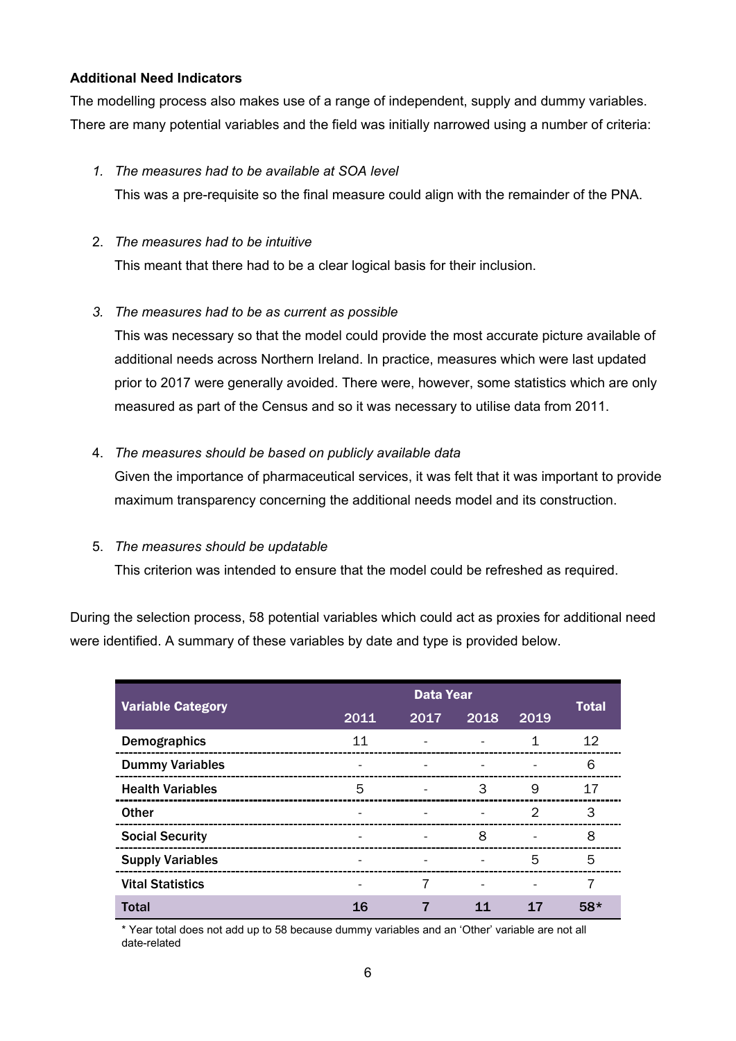**Additional Need Indicators**

The modelling process also makes use of a range of independent, supply and dummy variables. There are many potential variables and the field was initially narrowed using a number of criteria:

1. *The measures had to be available at SOA level*
   This was a pre-requisite so the final measure could align with the remainder of the PNA.

2. *The measures had to be intuitive*
   This meant that there had to be a clear logical basis for their inclusion.

3. *The measures had to be as current as possible*
   This was necessary so that the model could provide the most accurate picture available of additional needs across Northern Ireland. In practice, measures which were last updated prior to 2017 were generally avoided. There were, however, some statistics which are only measured as part of the Census and so it was necessary to utilise data from 2011.

4. *The measures should be based on publicly available data*
   Given the importance of pharmaceutical services, it was felt that it was important to provide maximum transparency concerning the additional needs model and its construction.

5. *The measures should be updatable*
   This criterion was intended to ensure that the model could be refreshed as required.

During the selection process, 58 potential variables which could act as proxies for additional need were identified. A summary of these variables by date and type is provided below.

| Variable Category | Data Year | | | | Total |
|---|---|---|---|---|---|
| | 2011 | 2017 | 2018 | 2019 | |
| **Demographics** | 11 | - | - | 1 | 12 |
| **Dummy Variables** | - | - | - | - | 6 |
| **Health Variables** | 5 | - | 3 | 9 | 17 |
| **Other** | - | - | - | 2 | 3 |
| **Social Security** | - | - | 8 | - | 8 |
| **Supply Variables** | - | - | - | 5 | 5 |
| **Vital Statistics** | - | 7 | - | - | 7 |
| **Total** | **16** | **7** | **11** | **17** | **58*** |

* Year total does not add up to 58 because dummy variables and an 'Other' variable are not all date-related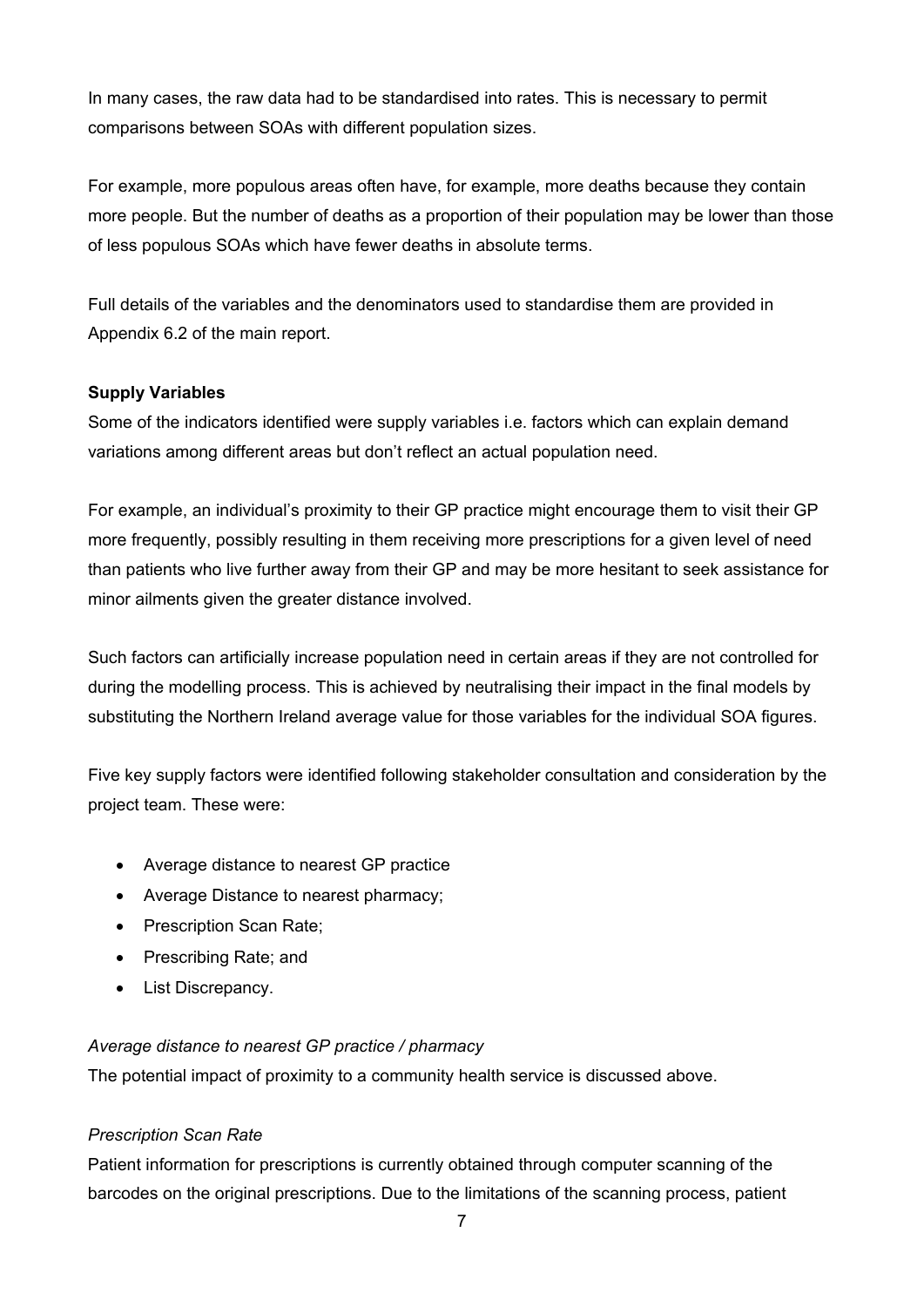In many cases, the raw data had to be standardised into rates. This is necessary to permit comparisons between SOAs with different population sizes.

For example, more populous areas often have, for example, more deaths because they contain more people. But the number of deaths as a proportion of their population may be lower than those of less populous SOAs which have fewer deaths in absolute terms.

Full details of the variables and the denominators used to standardise them are provided in Appendix 6.2 of the main report.

**Supply Variables**

Some of the indicators identified were supply variables i.e. factors which can explain demand variations among different areas but don't reflect an actual population need.

For example, an individual's proximity to their GP practice might encourage them to visit their GP more frequently, possibly resulting in them receiving more prescriptions for a given level of need than patients who live further away from their GP and may be more hesitant to seek assistance for minor ailments given the greater distance involved.

Such factors can artificially increase population need in certain areas if they are not controlled for during the modelling process. This is achieved by neutralising their impact in the final models by substituting the Northern Ireland average value for those variables for the individual SOA figures.

Five key supply factors were identified following stakeholder consultation and consideration by the project team. These were:

- Average distance to nearest GP practice
- Average Distance to nearest pharmacy;
- Prescription Scan Rate;
- Prescribing Rate; and
- List Discrepancy.

*Average distance to nearest GP practice / pharmacy*

The potential impact of proximity to a community health service is discussed above.

*Prescription Scan Rate*

Patient information for prescriptions is currently obtained through computer scanning of the barcodes on the original prescriptions. Due to the limitations of the scanning process, patient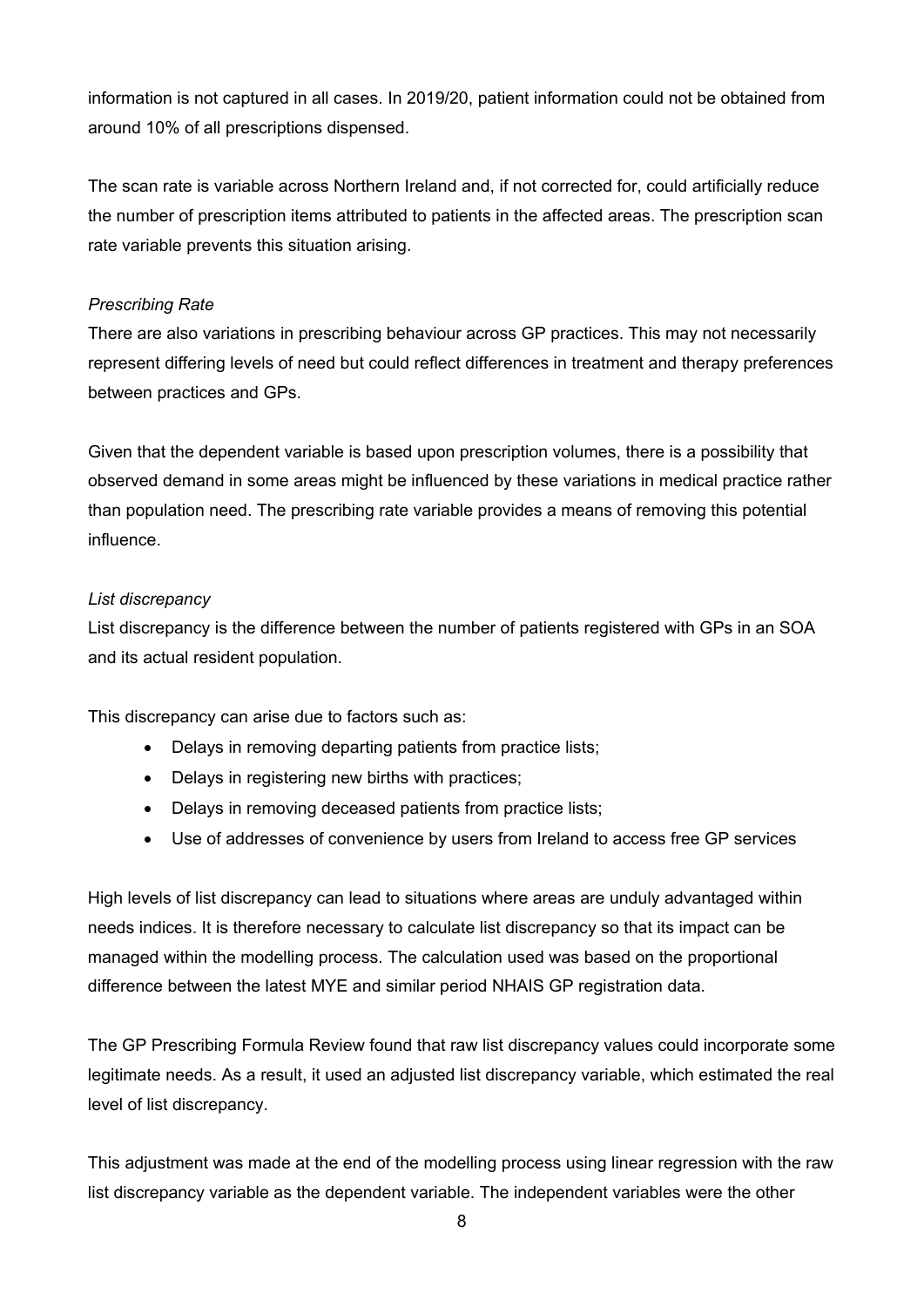information is not captured in all cases. In 2019/20, patient information could not be obtained from around 10% of all prescriptions dispensed.

The scan rate is variable across Northern Ireland and, if not corrected for, could artificially reduce the number of prescription items attributed to patients in the affected areas. The prescription scan rate variable prevents this situation arising.

*Prescribing Rate*

There are also variations in prescribing behaviour across GP practices. This may not necessarily represent differing levels of need but could reflect differences in treatment and therapy preferences between practices and GPs.

Given that the dependent variable is based upon prescription volumes, there is a possibility that observed demand in some areas might be influenced by these variations in medical practice rather than population need. The prescribing rate variable provides a means of removing this potential influence.

*List discrepancy*

List discrepancy is the difference between the number of patients registered with GPs in an SOA and its actual resident population.

This discrepancy can arise due to factors such as:

- Delays in removing departing patients from practice lists;
- Delays in registering new births with practices;
- Delays in removing deceased patients from practice lists;
- Use of addresses of convenience by users from Ireland to access free GP services

High levels of list discrepancy can lead to situations where areas are unduly advantaged within needs indices. It is therefore necessary to calculate list discrepancy so that its impact can be managed within the modelling process. The calculation used was based on the proportional difference between the latest MYE and similar period NHAIS GP registration data.

The GP Prescribing Formula Review found that raw list discrepancy values could incorporate some legitimate needs. As a result, it used an adjusted list discrepancy variable, which estimated the real level of list discrepancy.

This adjustment was made at the end of the modelling process using linear regression with the raw list discrepancy variable as the dependent variable. The independent variables were the other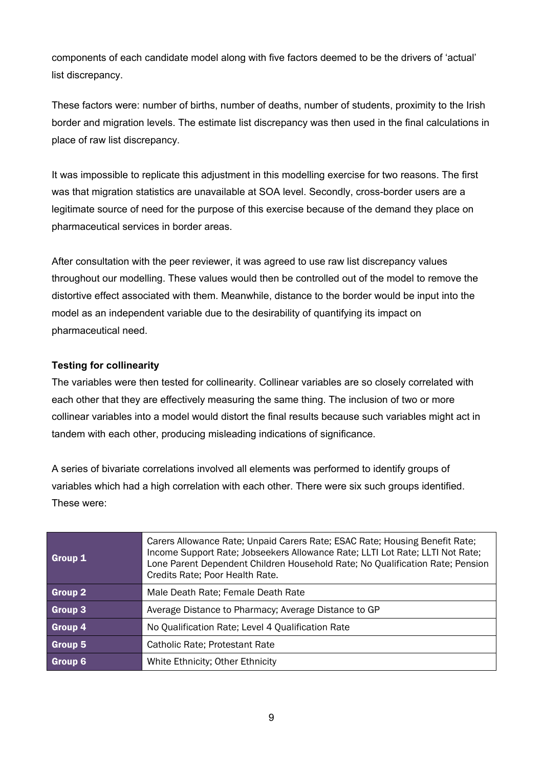components of each candidate model along with five factors deemed to be the drivers of 'actual' list discrepancy.

These factors were: number of births, number of deaths, number of students, proximity to the Irish border and migration levels. The estimate list discrepancy was then used in the final calculations in place of raw list discrepancy.

It was impossible to replicate this adjustment in this modelling exercise for two reasons. The first was that migration statistics are unavailable at SOA level. Secondly, cross-border users are a legitimate source of need for the purpose of this exercise because of the demand they place on pharmaceutical services in border areas.

After consultation with the peer reviewer, it was agreed to use raw list discrepancy values throughout our modelling. These values would then be controlled out of the model to remove the distortive effect associated with them. Meanwhile, distance to the border would be input into the model as an independent variable due to the desirability of quantifying its impact on pharmaceutical need.

**Testing for collinearity**

The variables were then tested for collinearity. Collinear variables are so closely correlated with each other that they are effectively measuring the same thing. The inclusion of two or more collinear variables into a model would distort the final results because such variables might act in tandem with each other, producing misleading indications of significance.

A series of bivariate correlations involved all elements was performed to identify groups of variables which had a high correlation with each other. There were six such groups identified. These were:

| | |
|---|---|
| **Group 1** | Carers Allowance Rate; Unpaid Carers Rate; ESAC Rate; Housing Benefit Rate; Income Support Rate; Jobseekers Allowance Rate; LLTI Lot Rate; LLTI Not Rate; Lone Parent Dependent Children Household Rate; No Qualification Rate; Pension Credits Rate; Poor Health Rate. |
| **Group 2** | Male Death Rate; Female Death Rate |
| **Group 3** | Average Distance to Pharmacy; Average Distance to GP |
| **Group 4** | No Qualification Rate; Level 4 Qualification Rate |
| **Group 5** | Catholic Rate; Protestant Rate |
| **Group 6** | White Ethnicity; Other Ethnicity |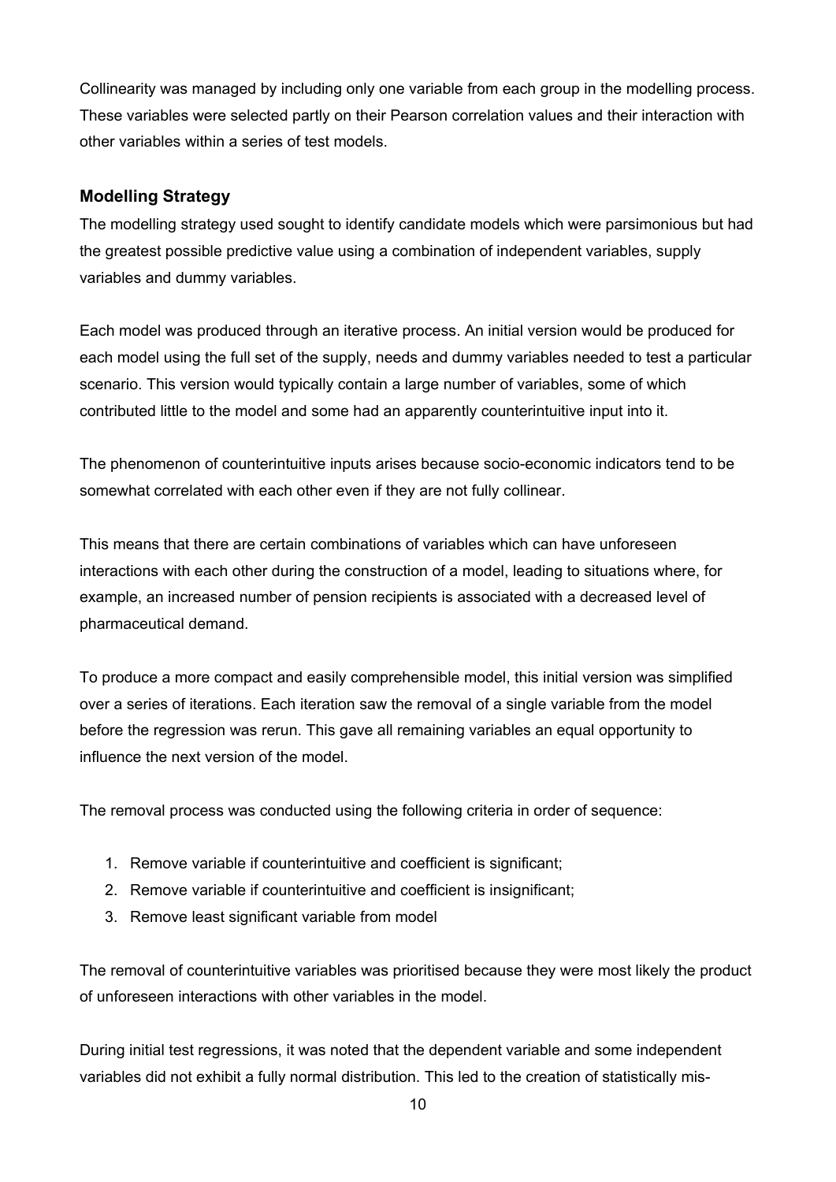Collinearity was managed by including only one variable from each group in the modelling process. These variables were selected partly on their Pearson correlation values and their interaction with other variables within a series of test models.

### Modelling Strategy

The modelling strategy used sought to identify candidate models which were parsimonious but had the greatest possible predictive value using a combination of independent variables, supply variables and dummy variables.

Each model was produced through an iterative process. An initial version would be produced for each model using the full set of the supply, needs and dummy variables needed to test a particular scenario. This version would typically contain a large number of variables, some of which contributed little to the model and some had an apparently counterintuitive input into it.

The phenomenon of counterintuitive inputs arises because socio-economic indicators tend to be somewhat correlated with each other even if they are not fully collinear.

This means that there are certain combinations of variables which can have unforeseen interactions with each other during the construction of a model, leading to situations where, for example, an increased number of pension recipients is associated with a decreased level of pharmaceutical demand.

To produce a more compact and easily comprehensible model, this initial version was simplified over a series of iterations. Each iteration saw the removal of a single variable from the model before the regression was rerun. This gave all remaining variables an equal opportunity to influence the next version of the model.

The removal process was conducted using the following criteria in order of sequence:

1. Remove variable if counterintuitive and coefficient is significant;
2. Remove variable if counterintuitive and coefficient is insignificant;
3. Remove least significant variable from model

The removal of counterintuitive variables was prioritised because they were most likely the product of unforeseen interactions with other variables in the model.

During initial test regressions, it was noted that the dependent variable and some independent variables did not exhibit a fully normal distribution. This led to the creation of statistically mis-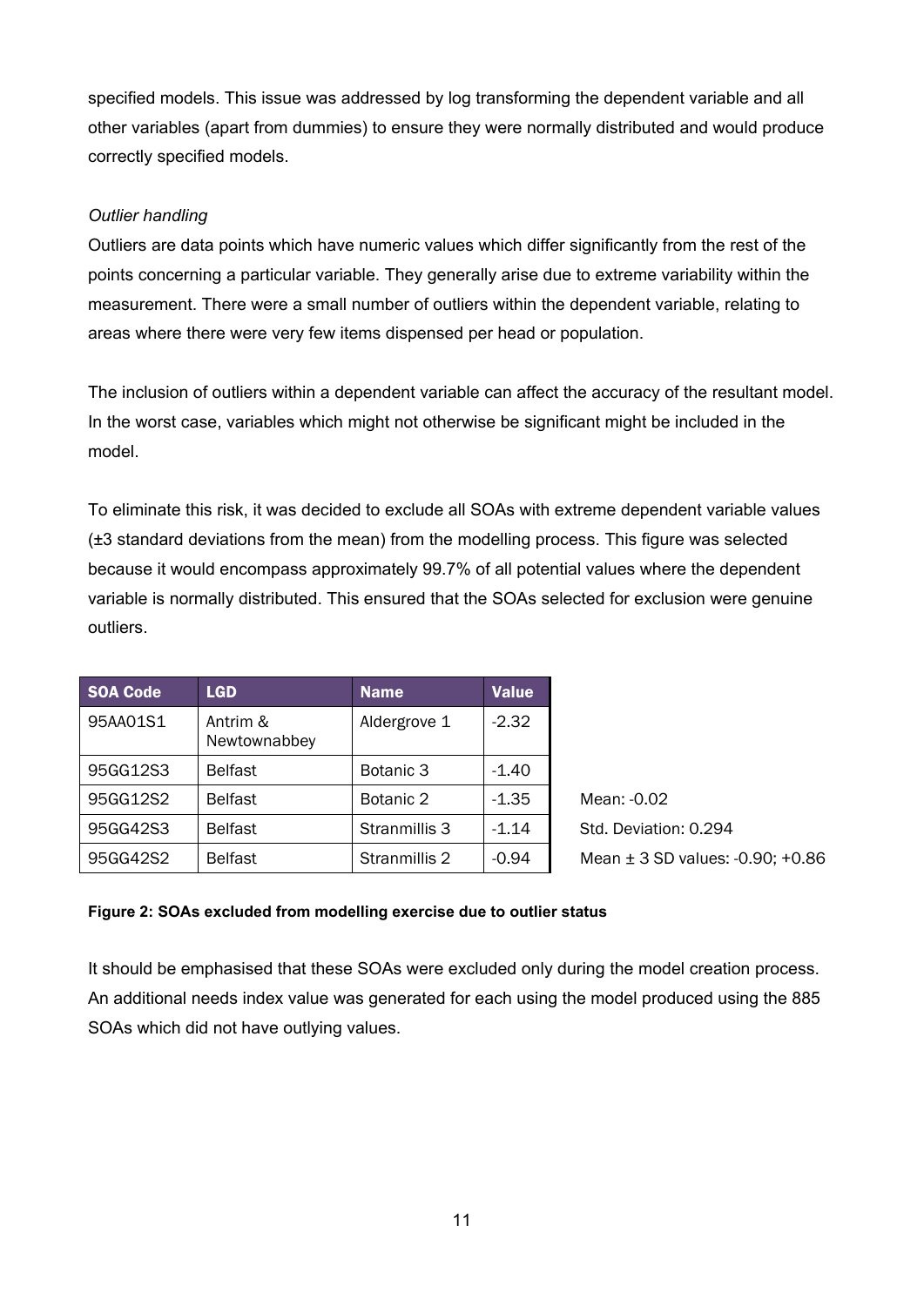specified models. This issue was addressed by log transforming the dependent variable and all other variables (apart from dummies) to ensure they were normally distributed and would produce correctly specified models.

*Outlier handling*

Outliers are data points which have numeric values which differ significantly from the rest of the points concerning a particular variable. They generally arise due to extreme variability within the measurement. There were a small number of outliers within the dependent variable, relating to areas where there were very few items dispensed per head or population.

The inclusion of outliers within a dependent variable can affect the accuracy of the resultant model. In the worst case, variables which might not otherwise be significant might be included in the model.

To eliminate this risk, it was decided to exclude all SOAs with extreme dependent variable values (±3 standard deviations from the mean) from the modelling process. This figure was selected because it would encompass approximately 99.7% of all potential values where the dependent variable is normally distributed. This ensured that the SOAs selected for exclusion were genuine outliers.

| SOA Code | LGD | Name | Value |
|---|---|---|---|
| 95AA01S1 | Antrim & Newtownabbey | Aldergrove 1 | -2.32 |
| 95GG12S3 | Belfast | Botanic 3 | -1.40 |
| 95GG12S2 | Belfast | Botanic 2 | -1.35 |
| 95GG42S3 | Belfast | Stranmillis 3 | -1.14 |
| 95GG42S2 | Belfast | Stranmillis 2 | -0.94 |

Mean: -0.02
Std. Deviation: 0.294
Mean ± 3 SD values: -0.90; +0.86

**Figure 2: SOAs excluded from modelling exercise due to outlier status**

It should be emphasised that these SOAs were excluded only during the model creation process. An additional needs index value was generated for each using the model produced using the 885 SOAs which did not have outlying values.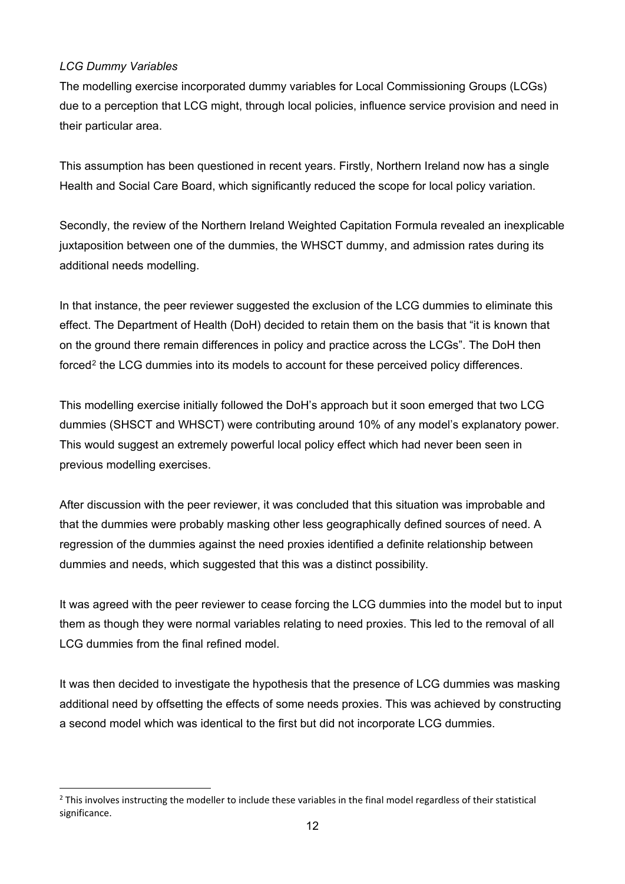*LCG Dummy Variables*

The modelling exercise incorporated dummy variables for Local Commissioning Groups (LCGs) due to a perception that LCG might, through local policies, influence service provision and need in their particular area.

This assumption has been questioned in recent years. Firstly, Northern Ireland now has a single Health and Social Care Board, which significantly reduced the scope for local policy variation.

Secondly, the review of the Northern Ireland Weighted Capitation Formula revealed an inexplicable juxtaposition between one of the dummies, the WHSCT dummy, and admission rates during its additional needs modelling.

In that instance, the peer reviewer suggested the exclusion of the LCG dummies to eliminate this effect. The Department of Health (DoH) decided to retain them on the basis that "it is known that on the ground there remain differences in policy and practice across the LCGs". The DoH then forced[2] the LCG dummies into its models to account for these perceived policy differences.

This modelling exercise initially followed the DoH's approach but it soon emerged that two LCG dummies (SHSCT and WHSCT) were contributing around 10% of any model's explanatory power. This would suggest an extremely powerful local policy effect which had never been seen in previous modelling exercises.

After discussion with the peer reviewer, it was concluded that this situation was improbable and that the dummies were probably masking other less geographically defined sources of need. A regression of the dummies against the need proxies identified a definite relationship between dummies and needs, which suggested that this was a distinct possibility.

It was agreed with the peer reviewer to cease forcing the LCG dummies into the model but to input them as though they were normal variables relating to need proxies. This led to the removal of all LCG dummies from the final refined model.

It was then decided to investigate the hypothesis that the presence of LCG dummies was masking additional need by offsetting the effects of some needs proxies. This was achieved by constructing a second model which was identical to the first but did not incorporate LCG dummies.

---

[2] This involves instructing the modeller to include these variables in the final model regardless of their statistical significance.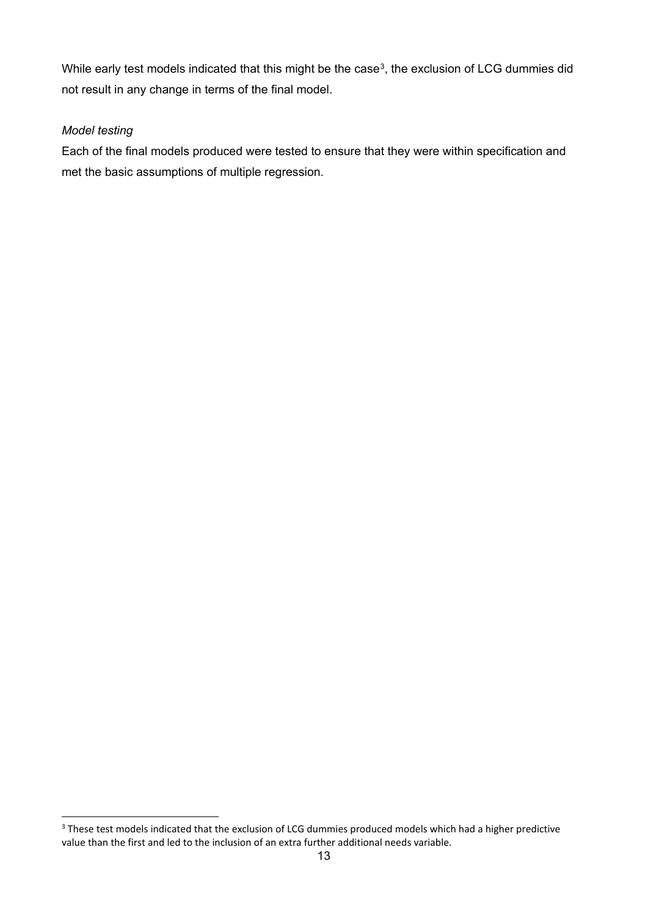While early test models indicated that this might be the case[3], the exclusion of LCG dummies did not result in any change in terms of the final model.

*Model testing*

Each of the final models produced were tested to ensure that they were within specification and met the basic assumptions of multiple regression.

[3] These test models indicated that the exclusion of LCG dummies produced models which had a higher predictive value than the first and led to the inclusion of an extra further additional needs variable.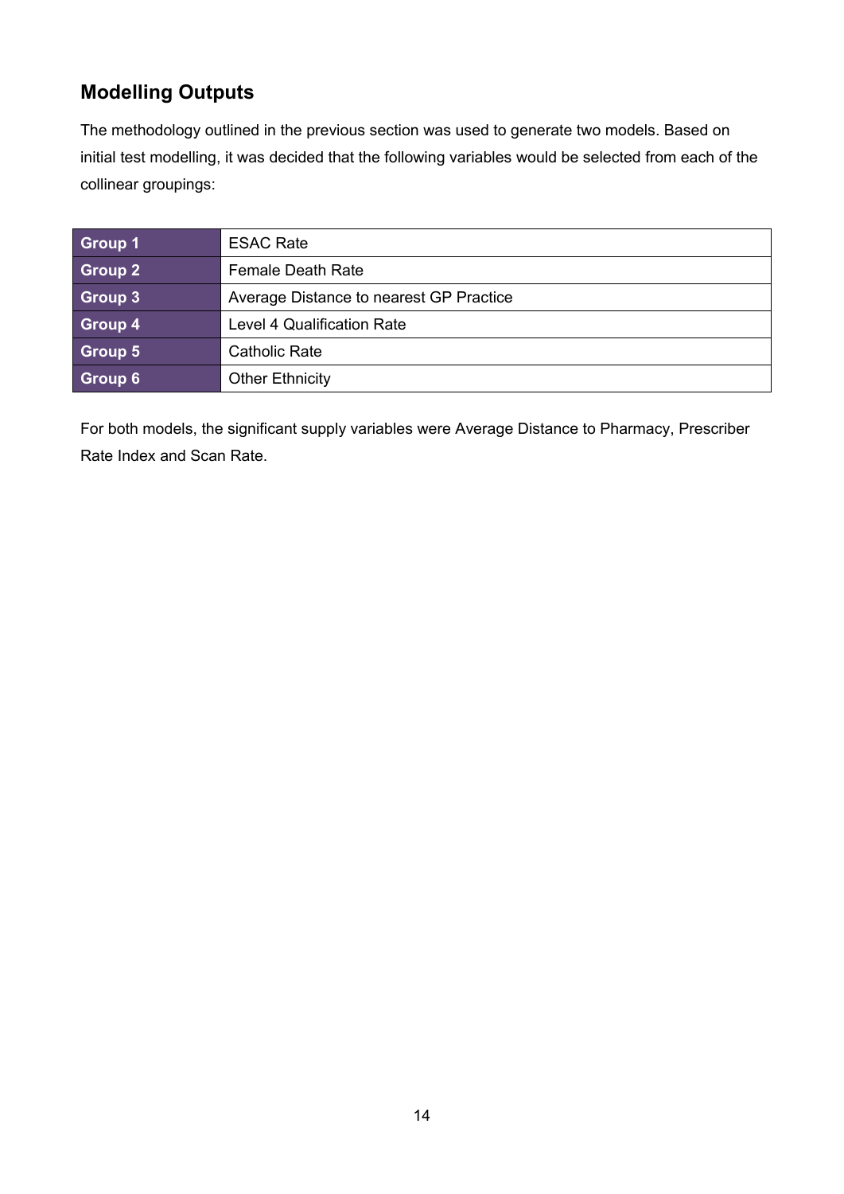## Modelling Outputs

The methodology outlined in the previous section was used to generate two models. Based on initial test modelling, it was decided that the following variables would be selected from each of the collinear groupings:

| | |
|---|---|
| **Group 1** | ESAC Rate |
| **Group 2** | Female Death Rate |
| **Group 3** | Average Distance to nearest GP Practice |
| **Group 4** | Level 4 Qualification Rate |
| **Group 5** | Catholic Rate |
| **Group 6** | Other Ethnicity |

For both models, the significant supply variables were Average Distance to Pharmacy, Prescriber Rate Index and Scan Rate.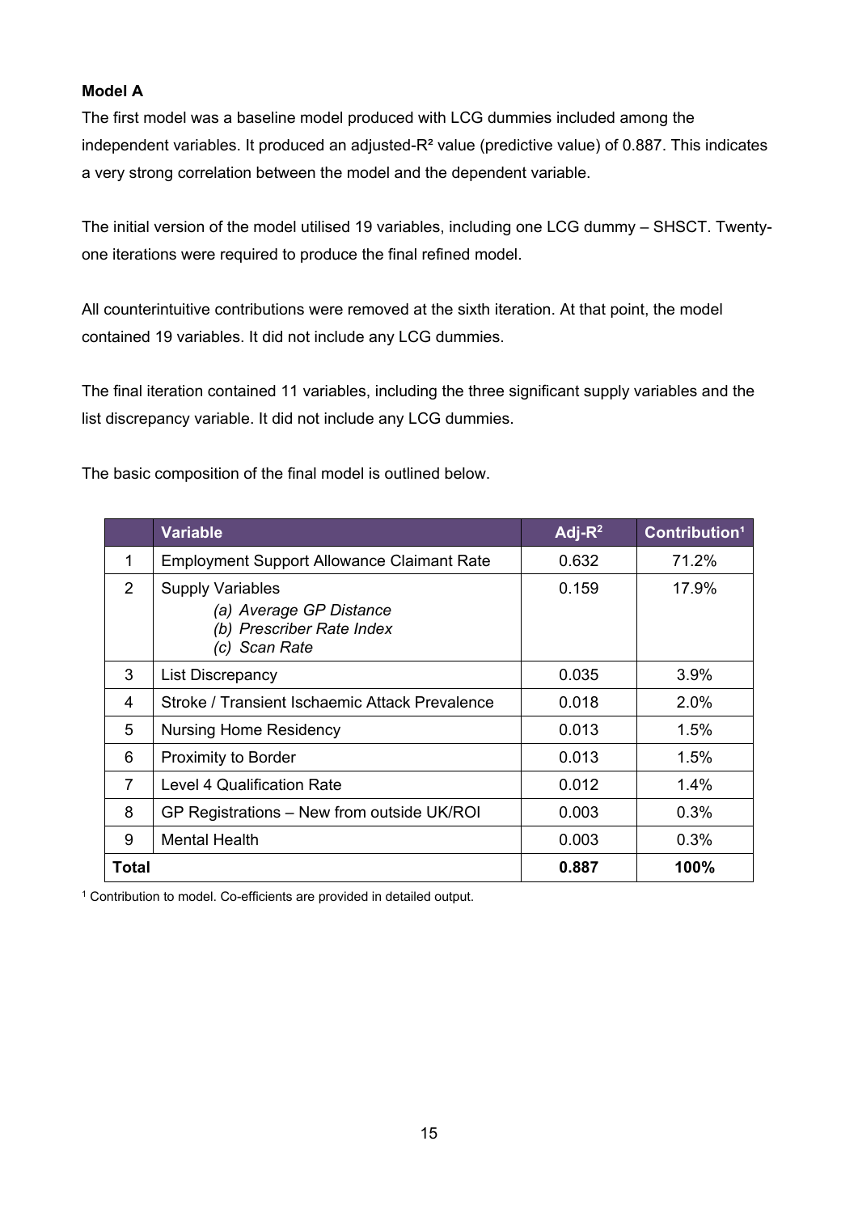**Model A**

The first model was a baseline model produced with LCG dummies included among the independent variables. It produced an adjusted-$R^2$ value (predictive value) of 0.887. This indicates a very strong correlation between the model and the dependent variable.

The initial version of the model utilised 19 variables, including one LCG dummy – SHSCT. Twenty-one iterations were required to produce the final refined model.

All counterintuitive contributions were removed at the sixth iteration. At that point, the model contained 19 variables. It did not include any LCG dummies.

The final iteration contained 11 variables, including the three significant supply variables and the list discrepancy variable. It did not include any LCG dummies.

The basic composition of the final model is outlined below.

| | Variable | Adj-$R^2$ | Contribution[1] |
|---|---|---|---|
| 1 | Employment Support Allowance Claimant Rate | 0.632 | 71.2% |
| 2 | Supply Variables<br>*(a) Average GP Distance*<br>*(b) Prescriber Rate Index*<br>*(c) Scan Rate* | 0.159 | 17.9% |
| 3 | List Discrepancy | 0.035 | 3.9% |
| 4 | Stroke / Transient Ischaemic Attack Prevalence | 0.018 | 2.0% |
| 5 | Nursing Home Residency | 0.013 | 1.5% |
| 6 | Proximity to Border | 0.013 | 1.5% |
| 7 | Level 4 Qualification Rate | 0.012 | 1.4% |
| 8 | GP Registrations – New from outside UK/ROI | 0.003 | 0.3% |
| 9 | Mental Health | 0.003 | 0.3% |
| **Total** | | **0.887** | **100%** |

[1] Contribution to model. Co-efficients are provided in detailed output.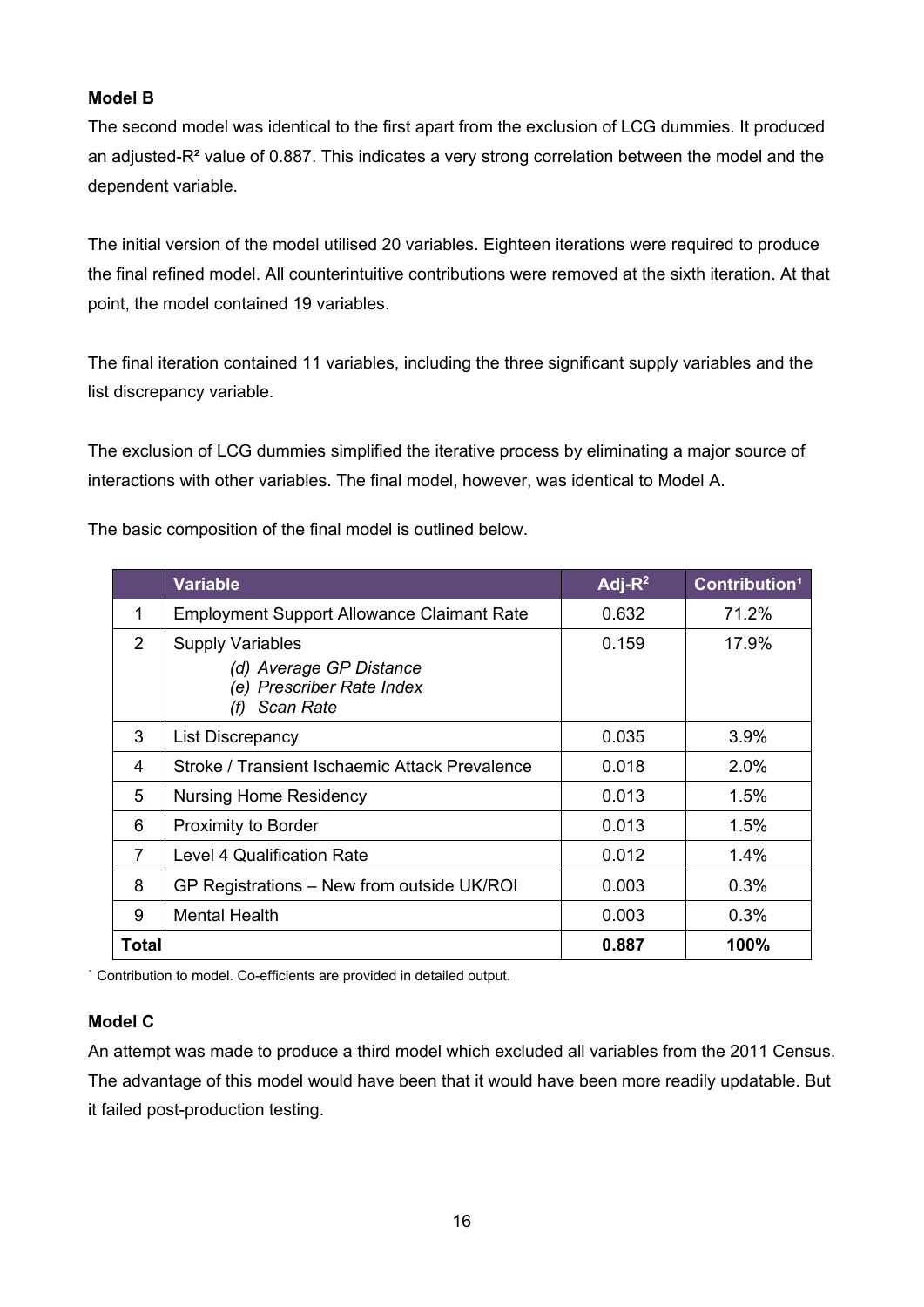**Model B**

The second model was identical to the first apart from the exclusion of LCG dummies. It produced an adjusted-$R^2$ value of 0.887. This indicates a very strong correlation between the model and the dependent variable.

The initial version of the model utilised 20 variables. Eighteen iterations were required to produce the final refined model. All counterintuitive contributions were removed at the sixth iteration. At that point, the model contained 19 variables.

The final iteration contained 11 variables, including the three significant supply variables and the list discrepancy variable.

The exclusion of LCG dummies simplified the iterative process by eliminating a major source of interactions with other variables. The final model, however, was identical to Model A.

The basic composition of the final model is outlined below.

| | Variable | Adj-$R^2$ | Contribution[1] |
|---|---|---|---|
| 1 | Employment Support Allowance Claimant Rate | 0.632 | 71.2% |
| 2 | Supply Variables<br>*(d) Average GP Distance*<br>*(e) Prescriber Rate Index*<br>*(f) Scan Rate* | 0.159 | 17.9% |
| 3 | List Discrepancy | 0.035 | 3.9% |
| 4 | Stroke / Transient Ischaemic Attack Prevalence | 0.018 | 2.0% |
| 5 | Nursing Home Residency | 0.013 | 1.5% |
| 6 | Proximity to Border | 0.013 | 1.5% |
| 7 | Level 4 Qualification Rate | 0.012 | 1.4% |
| 8 | GP Registrations – New from outside UK/ROI | 0.003 | 0.3% |
| 9 | Mental Health | 0.003 | 0.3% |
| **Total** | | **0.887** | **100%** |

[1] Contribution to model. Co-efficients are provided in detailed output.

**Model C**

An attempt was made to produce a third model which excluded all variables from the 2011 Census. The advantage of this model would have been that it would have been more readily updatable. But it failed post-production testing.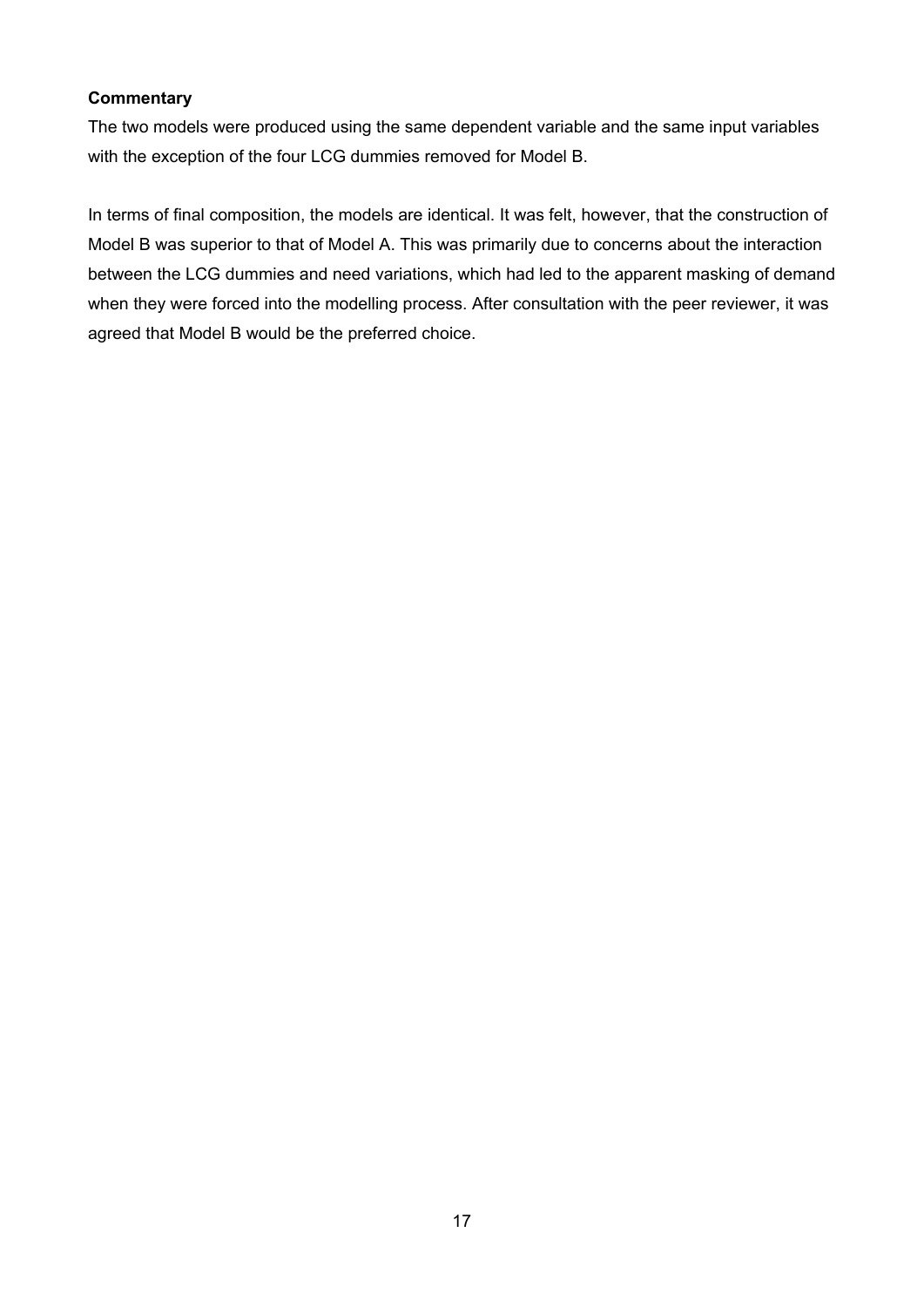**Commentary**

The two models were produced using the same dependent variable and the same input variables with the exception of the four LCG dummies removed for Model B.

In terms of final composition, the models are identical. It was felt, however, that the construction of Model B was superior to that of Model A. This was primarily due to concerns about the interaction between the LCG dummies and need variations, which had led to the apparent masking of demand when they were forced into the modelling process. After consultation with the peer reviewer, it was agreed that Model B would be the preferred choice.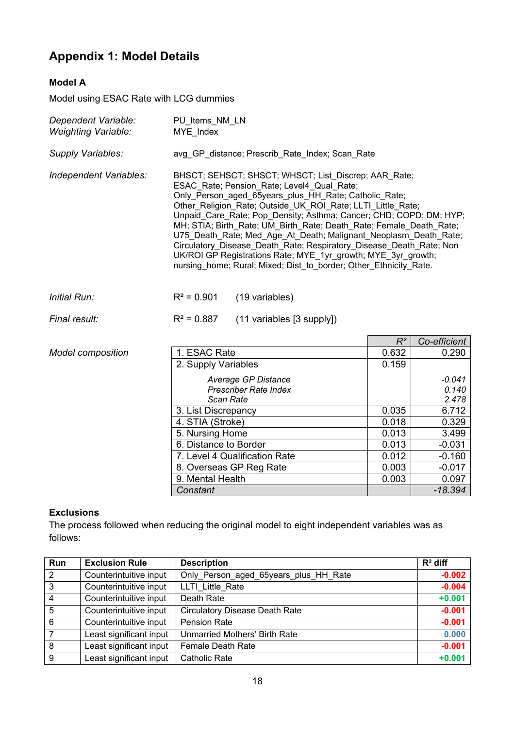## Appendix 1: Model Details

### Model A

Model using ESAC Rate with LCG dummies

| | |
|---|---|
| *Dependent Variable:* | PU_Items_NM_LN |
| *Weighting Variable:* | MYE_Index |
| *Supply Variables:* | avg_GP_distance; Prescrib_Rate_Index; Scan_Rate |
| *Independent Variables:* | BHSCT; SEHSCT; SHSCT; WHSCT; List_Discrep; AAR_Rate; ESAC_Rate; Pension_Rate; Level4_Qual_Rate; Only_Person_aged_65years_plus_HH_Rate; Catholic_Rate; Other_Religion_Rate; Outside_UK_ROI_Rate; LLTI_Little_Rate; Unpaid_Care_Rate; Pop_Density; Asthma; Cancer; CHD; COPD; DM; HYP; MH; STIA; Birth_Rate; UM_Birth_Rate; Death_Rate; Female_Death_Rate; U75_Death_Rate; Med_Age_At_Death; Malignant_Neoplasm_Death_Rate; Circulatory_Disease_Death_Rate; Respiratory_Disease_Death_Rate; Non UK/ROI GP Registrations Rate; MYE_1yr_growth; MYE_3yr_growth; nursing_home; Rural; Mixed; Dist_to_border; Other_Ethnicity_Rate. |
| *Initial Run:* | $R^2$ = 0.901 (19 variables) |
| *Final result:* | $R^2$ = 0.887 (11 variables [3 supply]) |

*Model composition*

| | $R^2$ | Co-efficient |
|---|---|---|
| 1. ESAC Rate | 0.632 | 0.290 |
| 2. Supply Variables | 0.159 | |
| *Average GP Distance* | | *-0.041* |
| *Prescriber Rate Index* | | *0.140* |
| *Scan Rate* | | *2.478* |
| 3. List Discrepancy | 0.035 | 6.712 |
| 4. STIA (Stroke) | 0.018 | 0.329 |
| 5. Nursing Home | 0.013 | 3.499 |
| 6. Distance to Border | 0.013 | -0.031 |
| 7. Level 4 Qualification Rate | 0.012 | -0.160 |
| 8. Overseas GP Reg Rate | 0.003 | -0.017 |
| 9. Mental Health | 0.003 | 0.097 |
| *Constant* | | *-18.394* |

### Exclusions

The process followed when reducing the original model to eight independent variables was as follows:

| Run | Exclusion Rule | Description | $R^2$ diff |
|---|---|---|---|
| 2 | Counterintuitive input | Only_Person_aged_65years_plus_HH_Rate | **-0.002** |
| 3 | Counterintuitive input | LLTI_Little_Rate | **-0.004** |
| 4 | Counterintuitive input | Death Rate | **+0.001** |
| 5 | Counterintuitive input | Circulatory Disease Death Rate | **-0.001** |
| 6 | Counterintuitive input | Pension Rate | **-0.001** |
| 7 | Least significant input | Unmarried Mothers' Birth Rate | **0.000** |
| 8 | Least significant input | Female Death Rate | **-0.001** |
| 9 | Least significant input | Catholic Rate | **+0.001** |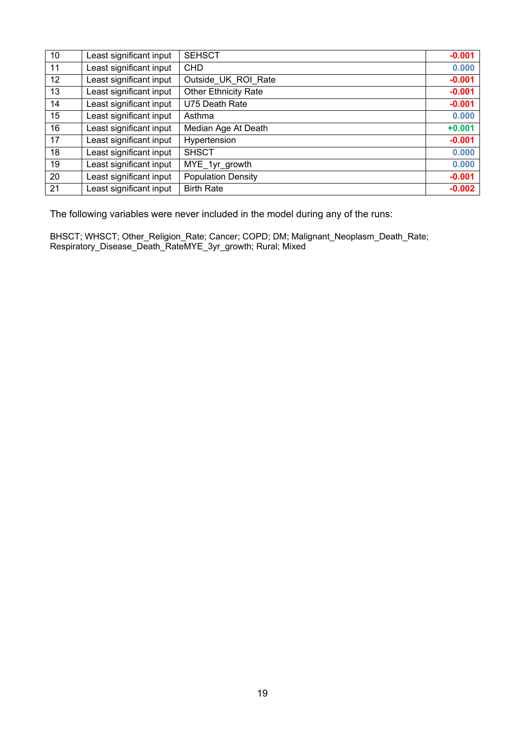| 10 | Least significant input | SEHSCT | -0.001 |
|---|---|---|---|
| 11 | Least significant input | CHD | 0.000 |
| 12 | Least significant input | Outside_UK_ROI_Rate | -0.001 |
| 13 | Least significant input | Other Ethnicity Rate | -0.001 |
| 14 | Least significant input | U75 Death Rate | -0.001 |
| 15 | Least significant input | Asthma | 0.000 |
| 16 | Least significant input | Median Age At Death | +0.001 |
| 17 | Least significant input | Hypertension | -0.001 |
| 18 | Least significant input | SHSCT | 0.000 |
| 19 | Least significant input | MYE_1yr_growth | 0.000 |
| 20 | Least significant input | Population Density | -0.001 |
| 21 | Least significant input | Birth Rate | -0.002 |

The following variables were never included in the model during any of the runs:

BHSCT; WHSCT; Other_Religion_Rate; Cancer; COPD; DM; Malignant_Neoplasm_Death_Rate; Respiratory_Disease_Death_RateMYE_3yr_growth; Rural; Mixed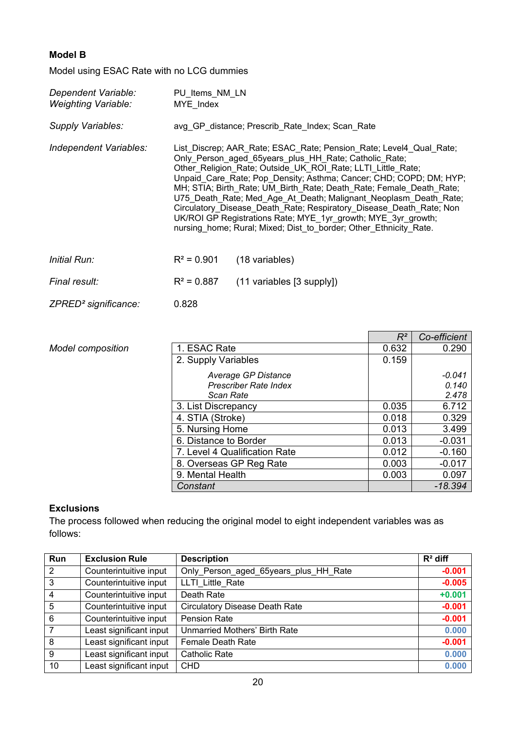**Model B**

Model using ESAC Rate with no LCG dummies

| | |
|---|---|
| *Dependent Variable:* | PU_Items_NM_LN |
| *Weighting Variable:* | MYE_Index |
| *Supply Variables:* | avg_GP_distance; Prescrib_Rate_Index; Scan_Rate |
| *Independent Variables:* | List_Discrep; AAR_Rate; ESAC_Rate; Pension_Rate; Level4_Qual_Rate; Only_Person_aged_65years_plus_HH_Rate; Catholic_Rate; Other_Religion_Rate; Outside_UK_ROI_Rate; LLTI_Little_Rate; Unpaid_Care_Rate; Pop_Density; Asthma; Cancer; CHD; COPD; DM; HYP; MH; STIA; Birth_Rate; UM_Birth_Rate; Death_Rate; Female_Death_Rate; U75_Death_Rate; Med_Age_At_Death; Malignant_Neoplasm_Death_Rate; Circulatory_Disease_Death_Rate; Respiratory_Disease_Death_Rate; Non UK/ROI GP Registrations Rate; MYE_1yr_growth; MYE_3yr_growth; nursing_home; Rural; Mixed; Dist_to_border; Other_Ethnicity_Rate. |
| *Initial Run:* | $R^2 = 0.901$ (18 variables) |
| *Final result:* | $R^2 = 0.887$ (11 variables [3 supply]) |
| *ZPRED² significance:* | 0.828 |

*Model composition*

| | $R^2$ | Co-efficient |
|---|---|---|
| 1. ESAC Rate | 0.632 | 0.290 |
| 2. Supply Variables | 0.159 | |
| *Average GP Distance* | | *-0.041* |
| *Prescriber Rate Index* | | *0.140* |
| *Scan Rate* | | *2.478* |
| 3. List Discrepancy | 0.035 | 6.712 |
| 4. STIA (Stroke) | 0.018 | 0.329 |
| 5. Nursing Home | 0.013 | 3.499 |
| 6. Distance to Border | 0.013 | -0.031 |
| 7. Level 4 Qualification Rate | 0.012 | -0.160 |
| 8. Overseas GP Reg Rate | 0.003 | -0.017 |
| 9. Mental Health | 0.003 | 0.097 |
| *Constant* | | *-18.394* |

**Exclusions**

The process followed when reducing the original model to eight independent variables was as follows:

| Run | Exclusion Rule | Description | $R^2$ diff |
|---|---|---|---|
| 2 | Counterintuitive input | Only_Person_aged_65years_plus_HH_Rate | -0.001 |
| 3 | Counterintuitive input | LLTI_Little_Rate | -0.005 |
| 4 | Counterintuitive input | Death Rate | +0.001 |
| 5 | Counterintuitive input | Circulatory Disease Death Rate | -0.001 |
| 6 | Counterintuitive input | Pension Rate | -0.001 |
| 7 | Least significant input | Unmarried Mothers' Birth Rate | 0.000 |
| 8 | Least significant input | Female Death Rate | -0.001 |
| 9 | Least significant input | Catholic Rate | 0.000 |
| 10 | Least significant input | CHD | 0.000 |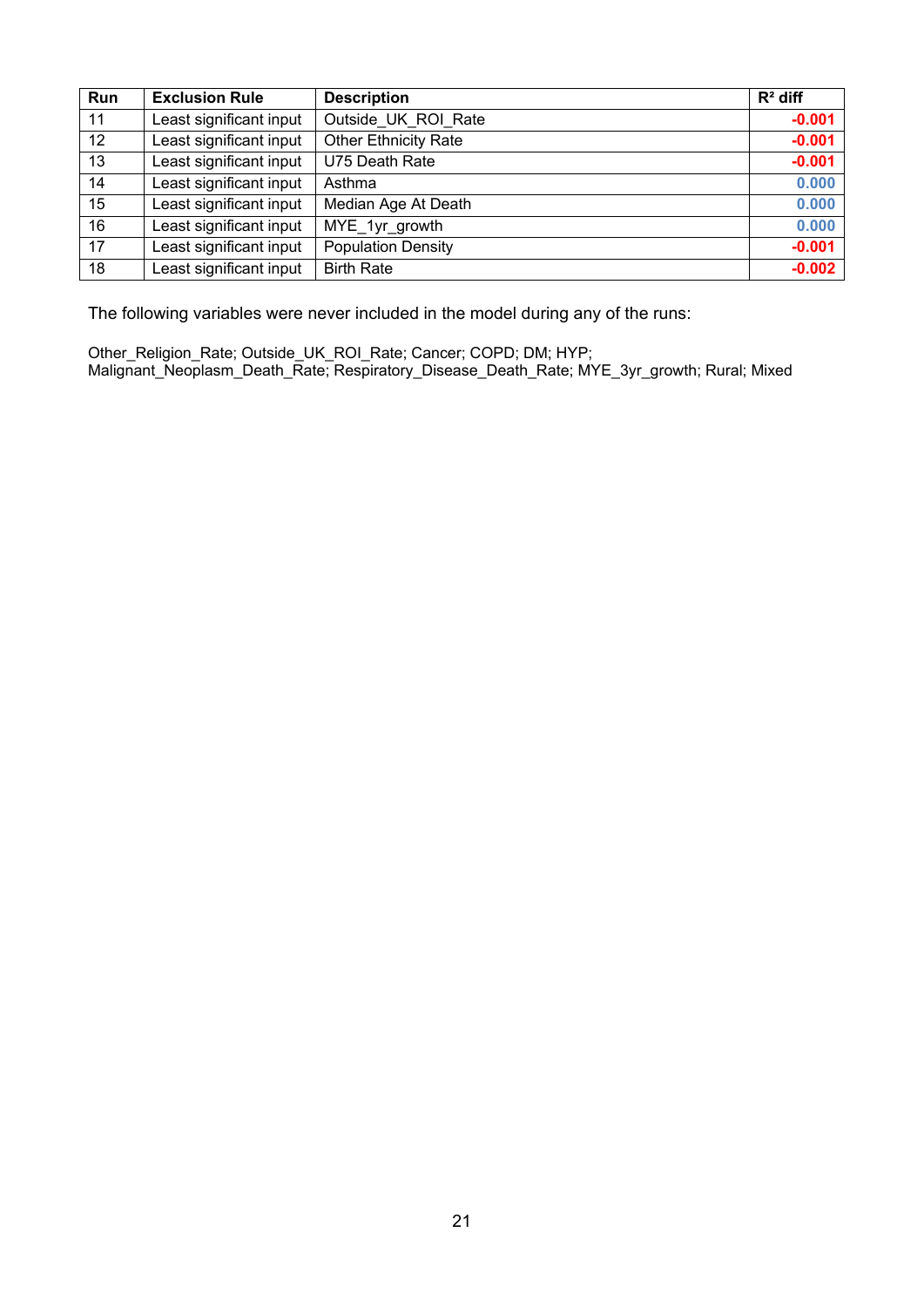| Run | Exclusion Rule | Description | $R^2$ diff |
|---|---|---|---|
| 11 | Least significant input | Outside_UK_ROI_Rate | -0.001 |
| 12 | Least significant input | Other Ethnicity Rate | -0.001 |
| 13 | Least significant input | U75 Death Rate | -0.001 |
| 14 | Least significant input | Asthma | 0.000 |
| 15 | Least significant input | Median Age At Death | 0.000 |
| 16 | Least significant input | MYE_1yr_growth | 0.000 |
| 17 | Least significant input | Population Density | -0.001 |
| 18 | Least significant input | Birth Rate | -0.002 |

The following variables were never included in the model during any of the runs:

Other_Religion_Rate; Outside_UK_ROI_Rate; Cancer; COPD; DM; HYP; Malignant_Neoplasm_Death_Rate; Respiratory_Disease_Death_Rate; MYE_3yr_growth; Rural; Mixed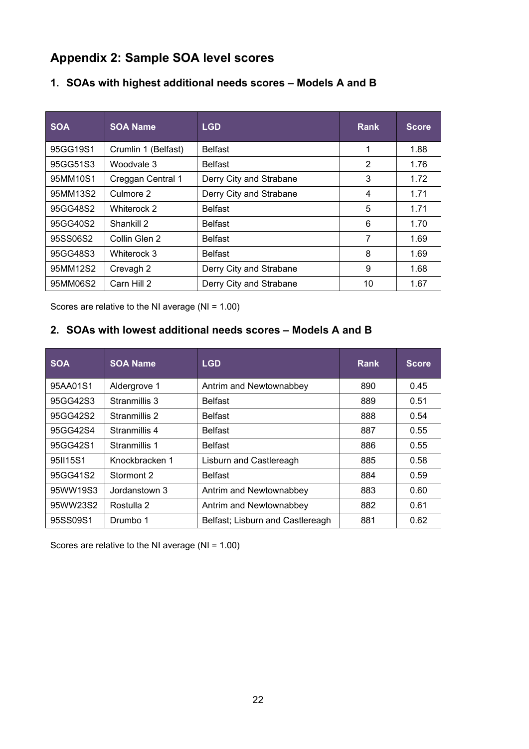## Appendix 2: Sample SOA level scores

### 1. SOAs with highest additional needs scores – Models A and B

| SOA | SOA Name | LGD | Rank | Score |
|---|---|---|---|---|
| 95GG19S1 | Crumlin 1 (Belfast) | Belfast | 1 | 1.88 |
| 95GG51S3 | Woodvale 3 | Belfast | 2 | 1.76 |
| 95MM10S1 | Creggan Central 1 | Derry City and Strabane | 3 | 1.72 |
| 95MM13S2 | Culmore 2 | Derry City and Strabane | 4 | 1.71 |
| 95GG48S2 | Whiterock 2 | Belfast | 5 | 1.71 |
| 95GG40S2 | Shankill 2 | Belfast | 6 | 1.70 |
| 95SS06S2 | Collin Glen 2 | Belfast | 7 | 1.69 |
| 95GG48S3 | Whiterock 3 | Belfast | 8 | 1.69 |
| 95MM12S2 | Crevagh 2 | Derry City and Strabane | 9 | 1.68 |
| 95MM06S2 | Carn Hill 2 | Derry City and Strabane | 10 | 1.67 |

Scores are relative to the NI average (NI = 1.00)

### 2. SOAs with lowest additional needs scores – Models A and B

| SOA | SOA Name | LGD | Rank | Score |
|---|---|---|---|---|
| 95AA01S1 | Aldergrove 1 | Antrim and Newtownabbey | 890 | 0.45 |
| 95GG42S3 | Stranmillis 3 | Belfast | 889 | 0.51 |
| 95GG42S2 | Stranmillis 2 | Belfast | 888 | 0.54 |
| 95GG42S4 | Stranmillis 4 | Belfast | 887 | 0.55 |
| 95GG42S1 | Stranmillis 1 | Belfast | 886 | 0.55 |
| 95II15S1 | Knockbracken 1 | Lisburn and Castlereagh | 885 | 0.58 |
| 95GG41S2 | Stormont 2 | Belfast | 884 | 0.59 |
| 95WW19S3 | Jordanstown 3 | Antrim and Newtownabbey | 883 | 0.60 |
| 95WW23S2 | Rostulla 2 | Antrim and Newtownabbey | 882 | 0.61 |
| 95SS09S1 | Drumbo 1 | Belfast; Lisburn and Castlereagh | 881 | 0.62 |

Scores are relative to the NI average (NI = 1.00)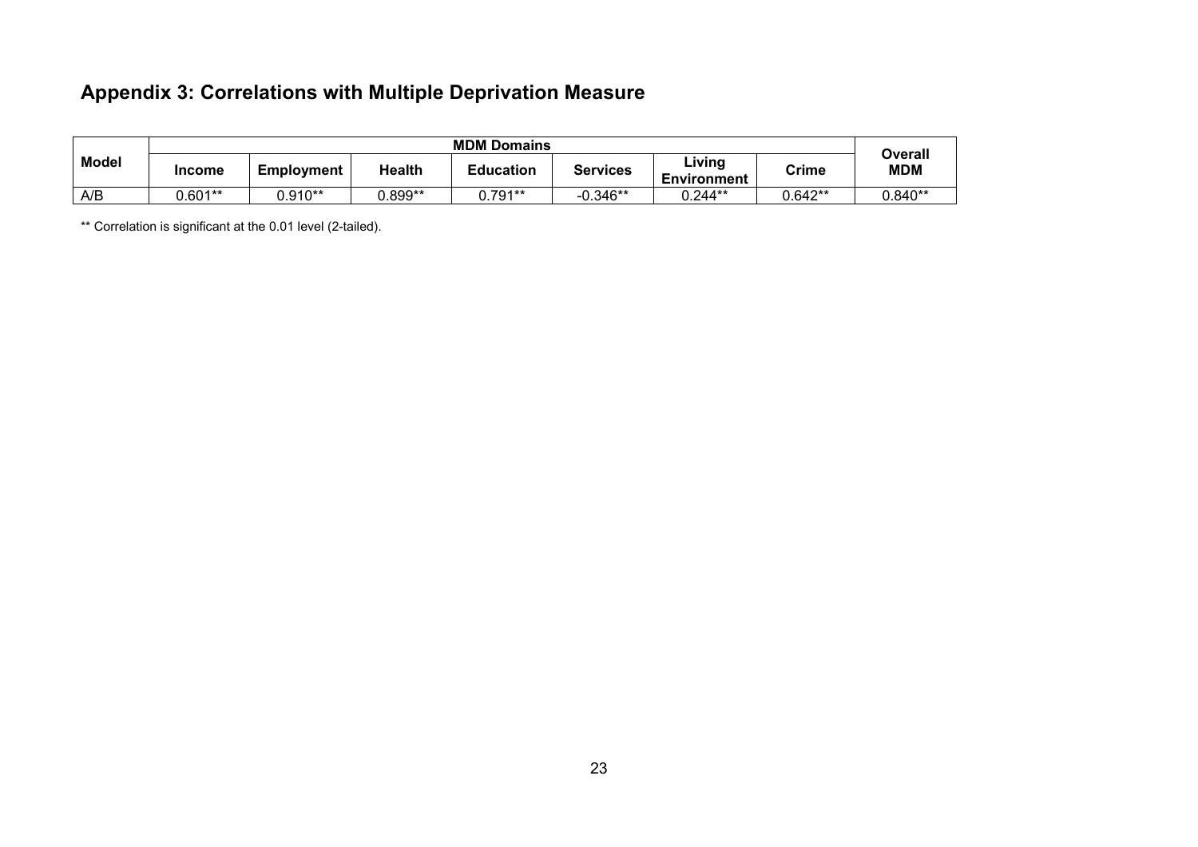## Appendix 3: Correlations with Multiple Deprivation Measure

| Model | MDM Domains | | | | | | | Overall MDM |
|---|---|---|---|---|---|---|---|---|
| | Income | Employment | Health | Education | Services | Living Environment | Crime | |
| A/B | 0.601** | 0.910** | 0.899** | 0.791** | -0.346** | 0.244** | 0.642** | 0.840** |

** Correlation is significant at the 0.01 level (2-tailed).